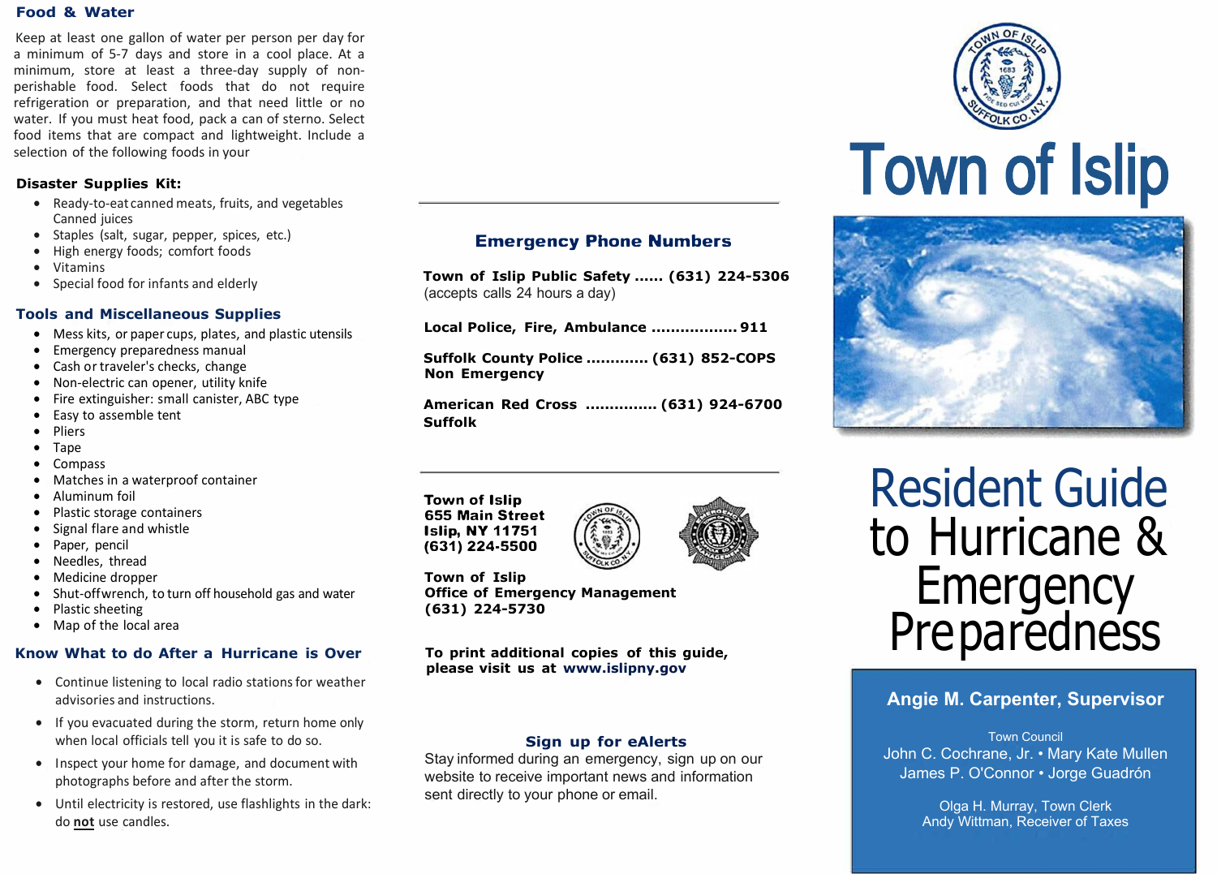## Food & Water

Keep at least one gallon of water per person per day for a minimum of 5-7 days and store in a cool place. At a minimum, store at least a three-day supply of non-perishable food. Select foods that do not require refrigeration or preparation, and that need little or no water. If you must heat food, pack a can of sterno. Select food items that are compact and lightweight. Include a selection of the following foods in your

### Disaster Supplies Kit:

- Ready-to-eat canned meats, fruits, and vegetables Canned juices
- Staples (salt, sugar, pepper, spices, etc.)
- High energy foods; comfort foods
- Vitamins
- Special food for infants and elderly

## Tools and Miscellaneous Supplies

- Mess kits, or paper cups, plates, and plastic utensils
- Emergency preparedness manual
- Cash or traveler's checks, change
- Non-electric can opener, utility knife
- Fire extinguisher: small canister, ABC type
- Easy to assemble tent
- Pliers
- Tape
- Compass
- Matches in a waterproof container
- Aluminum foil
- Plastic storage containers
- Signal flare and whistle
- Paper, pencil
- Needles, thread
- Medicine dropper
- Shut-offwrench, to turn off household gas and water
- Plastic sheeting
- Map of the local area

## Know What to do After a Hurricane is Over

- Continue listening to local radio stations for weather advisories and instructions.
- If you evacuated during the storm, return home only when local officials tell you it is safe to do so.
- Inspect your home for damage, and document with photographs before and after the storm.
- Until electricity is restored, use flashlights in the dark: do **not** use candles.

---

## Emergency Phone Numbers

**Town of Islip Public Safety ...... (631) 224-5306**
(accepts calls 24 hours a day)

**Local Police, Fire, Ambulance ................. 911**

**Suffolk County Police ............ (631) 852-COPS**
**Non Emergency**

**American Red Cross .............. (631) 924-6700**
**Suffolk**

---

**Town of Islip**
**655 Main Street**
**Islip, NY 11751**
**(631) 224-5500**

**Town of Islip**
**Office of Emergency Management**
**(631) 224-5730**

**To print additional copies of this guide, please visit us at www.islipny.gov**

### Sign up for eAlerts

Stay informed during an emergency, sign up on our website to receive important news and information sent directly to your phone or email.

---

TOWN OF ISLIP · 1683 · SUFFOLK CO. N.Y.

# Town of Islip

# Resident Guide to Hurricane & Emergency Preparedness

**Angie M. Carpenter, Supervisor**

Town Council
John C. Cochrane, Jr. • Mary Kate Mullen
James P. O'Connor • Jorge Guadrón

Olga H. Murray, Town Clerk
Andy Wittman, Receiver of Taxes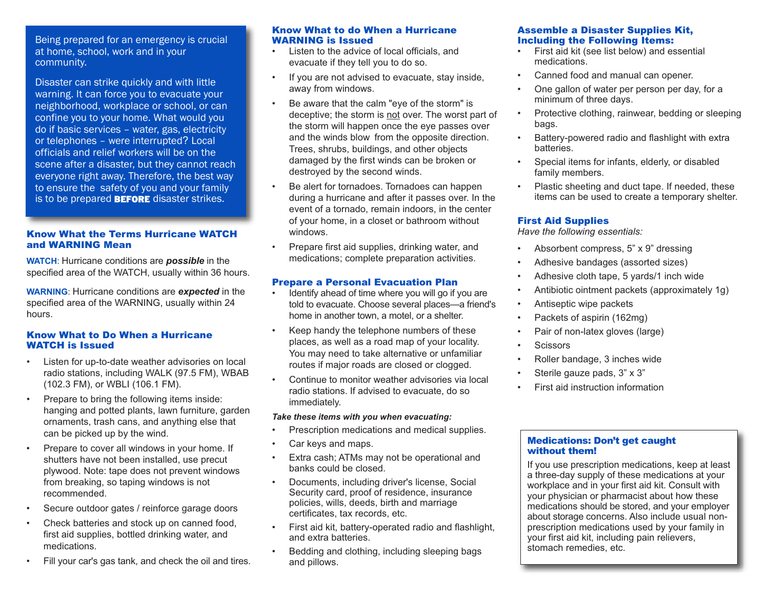Being prepared for an emergency is crucial at home, school, work and in your community.

Disaster can strike quickly and with little warning. It can force you to evacuate your neighborhood, workplace or school, or can confine you to your home. What would you do if basic services – water, gas, electricity or telephones – were interrupted? Local officials and relief workers will be on the scene after a disaster, but they cannot reach everyone right away. Therefore, the best way to ensure the safety of you and your family is to be prepared **BEFORE** disaster strikes.

## Know What the Terms Hurricane WATCH and WARNING Mean

**WATCH**: Hurricane conditions are ***possible*** in the specified area of the WATCH, usually within 36 hours.

**WARNING**: Hurricane conditions are ***expected*** in the specified area of the WARNING, usually within 24 hours.

## Know What to Do When a Hurricane WATCH is Issued

- Listen for up-to-date weather advisories on local radio stations, including WALK (97.5 FM), WBAB (102.3 FM), or WBLI (106.1 FM).
- Prepare to bring the following items inside: hanging and potted plants, lawn furniture, garden ornaments, trash cans, and anything else that can be picked up by the wind.
- Prepare to cover all windows in your home. If shutters have not been installed, use precut plywood. Note: tape does not prevent windows from breaking, so taping windows is not recommended.
- Secure outdoor gates / reinforce garage doors
- Check batteries and stock up on canned food, first aid supplies, bottled drinking water, and medications.
- Fill your car's gas tank, and check the oil and tires.

## Know What to do When a Hurricane WARNING is Issued

- Listen to the advice of local officials, and evacuate if they tell you to do so.
- If you are not advised to evacuate, stay inside, away from windows.
- Be aware that the calm "eye of the storm" is deceptive; the storm is not over. The worst part of the storm will happen once the eye passes over and the winds blow from the opposite direction. Trees, shrubs, buildings, and other objects damaged by the first winds can be broken or destroyed by the second winds.
- Be alert for tornadoes. Tornadoes can happen during a hurricane and after it passes over. In the event of a tornado, remain indoors, in the center of your home, in a closet or bathroom without windows.
- Prepare first aid supplies, drinking water, and medications; complete preparation activities.

## Prepare a Personal Evacuation Plan

- Identify ahead of time where you will go if you are told to evacuate. Choose several places—a friend's home in another town, a motel, or a shelter.
- Keep handy the telephone numbers of these places, as well as a road map of your locality. You may need to take alternative or unfamiliar routes if major roads are closed or clogged.
- Continue to monitor weather advisories via local radio stations. If advised to evacuate, do so immediately.

***Take these items with you when evacuating:***

- Prescription medications and medical supplies.
- Car keys and maps.
- Extra cash; ATMs may not be operational and banks could be closed.
- Documents, including driver's license, Social Security card, proof of residence, insurance policies, wills, deeds, birth and marriage certificates, tax records, etc.
- First aid kit, battery-operated radio and flashlight, and extra batteries.
- Bedding and clothing, including sleeping bags and pillows.

## Assemble a Disaster Supplies Kit, Including the Following Items:

- First aid kit (see list below) and essential medications.
- Canned food and manual can opener.
- One gallon of water per person per day, for a minimum of three days.
- Protective clothing, rainwear, bedding or sleeping bags.
- Battery-powered radio and flashlight with extra batteries.
- Special items for infants, elderly, or disabled family members.
- Plastic sheeting and duct tape. If needed, these items can be used to create a temporary shelter.

## First Aid Supplies

*Have the following essentials:*

- Absorbent compress, 5" x 9" dressing
- Adhesive bandages (assorted sizes)
- Adhesive cloth tape, 5 yards/1 inch wide
- Antibiotic ointment packets (approximately 1g)
- Antiseptic wipe packets
- Packets of aspirin (162mg)
- Pair of non-latex gloves (large)
- Scissors
- Roller bandage, 3 inches wide
- Sterile gauze pads, 3" x 3"
- First aid instruction information

## Medications: Don't get caught without them!

If you use prescription medications, keep at least a three-day supply of these medications at your workplace and in your first aid kit. Consult with your physician or pharmacist about how these medications should be stored, and your employer about storage concerns. Also include usual non-prescription medications used by your family in your first aid kit, including pain relievers, stomach remedies, etc.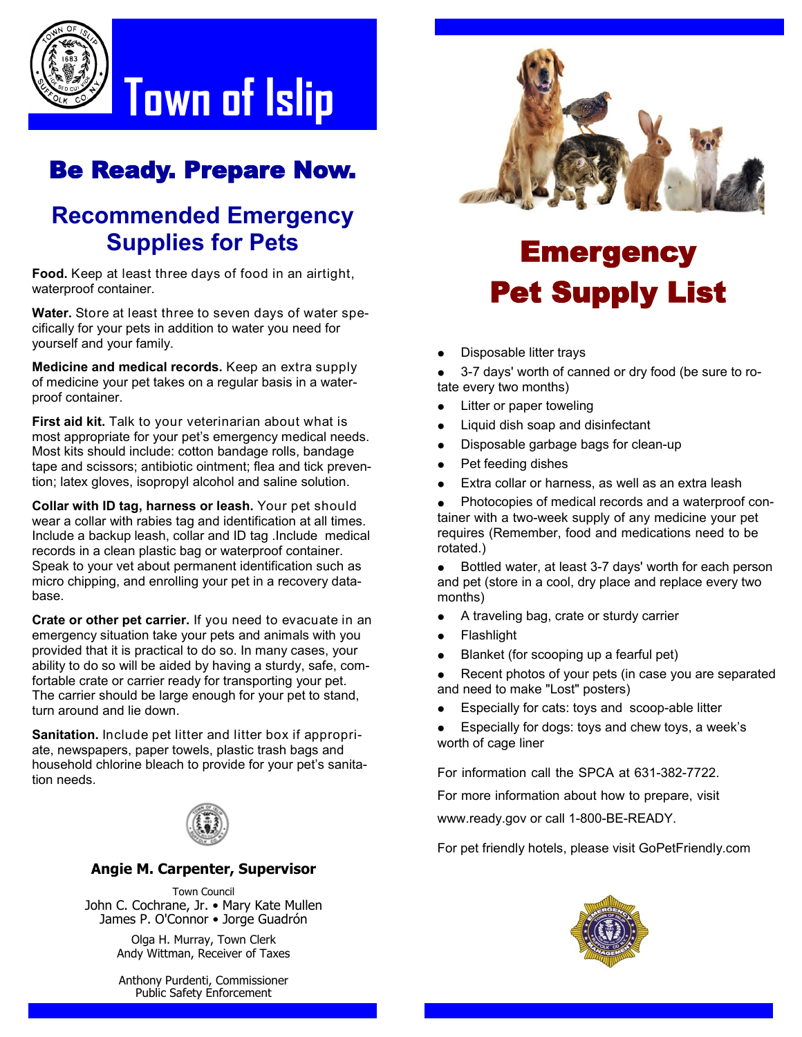# Town of Islip

## Be Ready. Prepare Now.

## Recommended Emergency Supplies for Pets

**Food.** Keep at least three days of food in an airtight, waterproof container.

**Water.** Store at least three to seven days of water specifically for your pets in addition to water you need for yourself and your family.

**Medicine and medical records.** Keep an extra supply of medicine your pet takes on a regular basis in a waterproof container.

**First aid kit.** Talk to your veterinarian about what is most appropriate for your pet's emergency medical needs. Most kits should include: cotton bandage rolls, bandage tape and scissors; antibiotic ointment; flea and tick prevention; latex gloves, isopropyl alcohol and saline solution.

**Collar with ID tag, harness or leash.** Your pet should wear a collar with rabies tag and identification at all times. Include a backup leash, collar and ID tag .Include medical records in a clean plastic bag or waterproof container. Speak to your vet about permanent identification such as micro chipping, and enrolling your pet in a recovery database.

**Crate or other pet carrier.** If you need to evacuate in an emergency situation take your pets and animals with you provided that it is practical to do so. In many cases, your ability to do so will be aided by having a sturdy, safe, comfortable crate or carrier ready for transporting your pet. The carrier should be large enough for your pet to stand, turn around and lie down.

**Sanitation.** Include pet litter and litter box if appropriate, newspapers, paper towels, plastic trash bags and household chlorine bleach to provide for your pet's sanitation needs.

**Angie M. Carpenter, Supervisor**

Town Council
John C. Cochrane, Jr. • Mary Kate Mullen
James P. O'Connor • Jorge Guadrón

Olga H. Murray, Town Clerk
Andy Wittman, Receiver of Taxes

Anthony Purdenti, Commissioner
Public Safety Enforcement

# Emergency Pet Supply List

- Disposable litter trays
- 3-7 days' worth of canned or dry food (be sure to rotate every two months)
- Litter or paper toweling
- Liquid dish soap and disinfectant
- Disposable garbage bags for clean-up
- Pet feeding dishes
- Extra collar or harness, as well as an extra leash
- Photocopies of medical records and a waterproof container with a two-week supply of any medicine your pet requires (Remember, food and medications need to be rotated.)
- Bottled water, at least 3-7 days' worth for each person and pet (store in a cool, dry place and replace every two months)
- A traveling bag, crate or sturdy carrier
- Flashlight
- Blanket (for scooping up a fearful pet)
- Recent photos of your pets (in case you are separated and need to make "Lost" posters)
- Especially for cats: toys and scoop-able litter
- Especially for dogs: toys and chew toys, a week's worth of cage liner

For information call the SPCA at 631-382-7722.

For more information about how to prepare, visit www.ready.gov or call 1-800-BE-READY.

For pet friendly hotels, please visit GoPetFriendly.com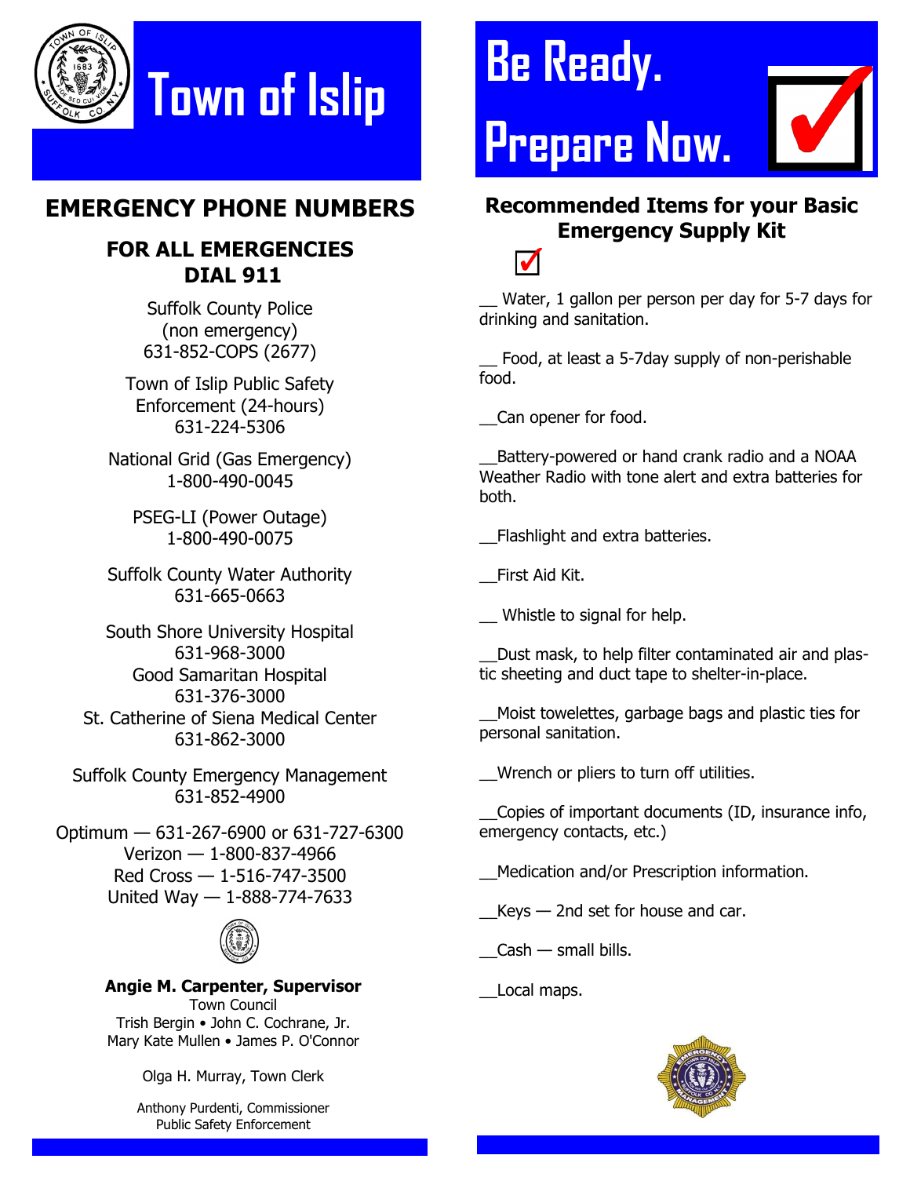# Town of Islip

## EMERGENCY PHONE NUMBERS

### FOR ALL EMERGENCIES DIAL 911

Suffolk County Police
(non emergency)
631-852-COPS (2677)

Town of Islip Public Safety Enforcement (24-hours)
631-224-5306

National Grid (Gas Emergency)
1-800-490-0045

PSEG-LI (Power Outage)
1-800-490-0075

Suffolk County Water Authority
631-665-0663

South Shore University Hospital
631-968-3000
Good Samaritan Hospital
631-376-3000
St. Catherine of Siena Medical Center
631-862-3000

Suffolk County Emergency Management
631-852-4900

Optimum — 631-267-6900 or 631-727-6300
Verizon — 1-800-837-4966
Red Cross — 1-516-747-3500
United Way — 1-888-774-7633

**Angie M. Carpenter, Supervisor**
Town Council
Trish Bergin • John C. Cochrane, Jr.
Mary Kate Mullen • James P. O'Connor

Olga H. Murray, Town Clerk

Anthony Purdenti, Commissioner
Public Safety Enforcement

# Be Ready. Prepare Now.

## Recommended Items for your Basic Emergency Supply Kit

__ Water, 1 gallon per person per day for 5-7 days for drinking and sanitation.

__ Food, at least a 5-7day supply of non-perishable food.

__Can opener for food.

__Battery-powered or hand crank radio and a NOAA Weather Radio with tone alert and extra batteries for both.

__Flashlight and extra batteries.

__First Aid Kit.

__ Whistle to signal for help.

__Dust mask, to help filter contaminated air and plastic sheeting and duct tape to shelter-in-place.

__Moist towelettes, garbage bags and plastic ties for personal sanitation.

__Wrench or pliers to turn off utilities.

__Copies of important documents (ID, insurance info, emergency contacts, etc.)

__Medication and/or Prescription information.

__Keys — 2nd set for house and car.

__Cash — small bills.

__Local maps.